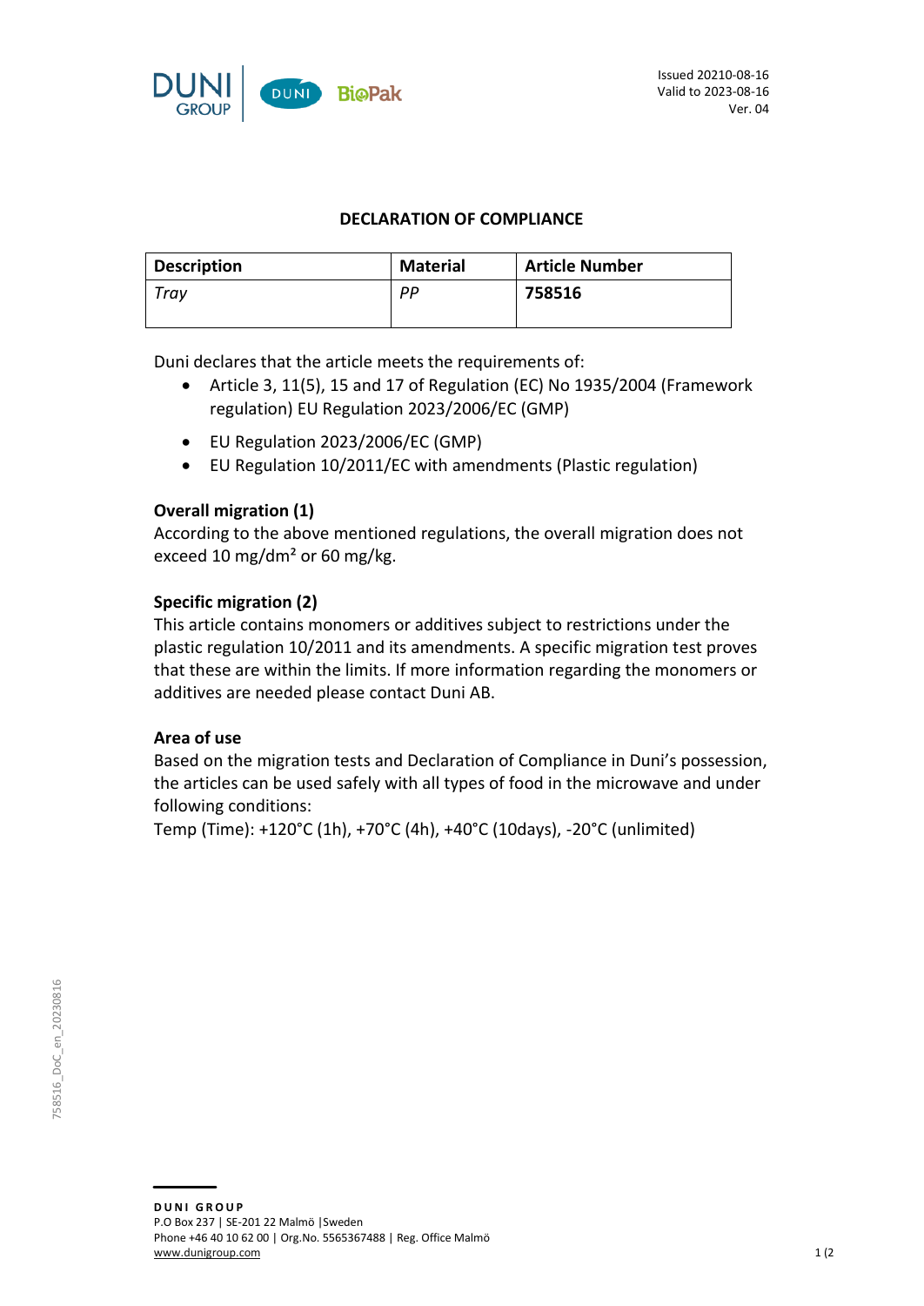Issued 20210-08-16
Valid to 2023-08-16
Ver. 04

# DECLARATION OF COMPLIANCE

| Description | Material | Article Number |
|---|---|---|
| *Tray* | *PP* | **758516** |

Duni declares that the article meets the requirements of:

- Article 3, 11(5), 15 and 17 of Regulation (EC) No 1935/2004 (Framework regulation) EU Regulation 2023/2006/EC (GMP)
- EU Regulation 2023/2006/EC (GMP)
- EU Regulation 10/2011/EC with amendments (Plastic regulation)

**Overall migration (1)**
According to the above mentioned regulations, the overall migration does not exceed 10 mg/dm² or 60 mg/kg.

**Specific migration (2)**
This article contains monomers or additives subject to restrictions under the plastic regulation 10/2011 and its amendments. A specific migration test proves that these are within the limits. If more information regarding the monomers or additives are needed please contact Duni AB.

**Area of use**
Based on the migration tests and Declaration of Compliance in Duni's possession, the articles can be used safely with all types of food in the microwave and under following conditions:
Temp (Time): +120°C (1h), +70°C (4h), +40°C (10days), -20°C (unlimited)

758516_DoC_en_20230816

**DUNI GROUP**
P.O Box 237 | SE-201 22 Malmö |Sweden
Phone +46 40 10 62 00 | Org.No. 5565367488 | Reg. Office Malmö
www.dunigroup.com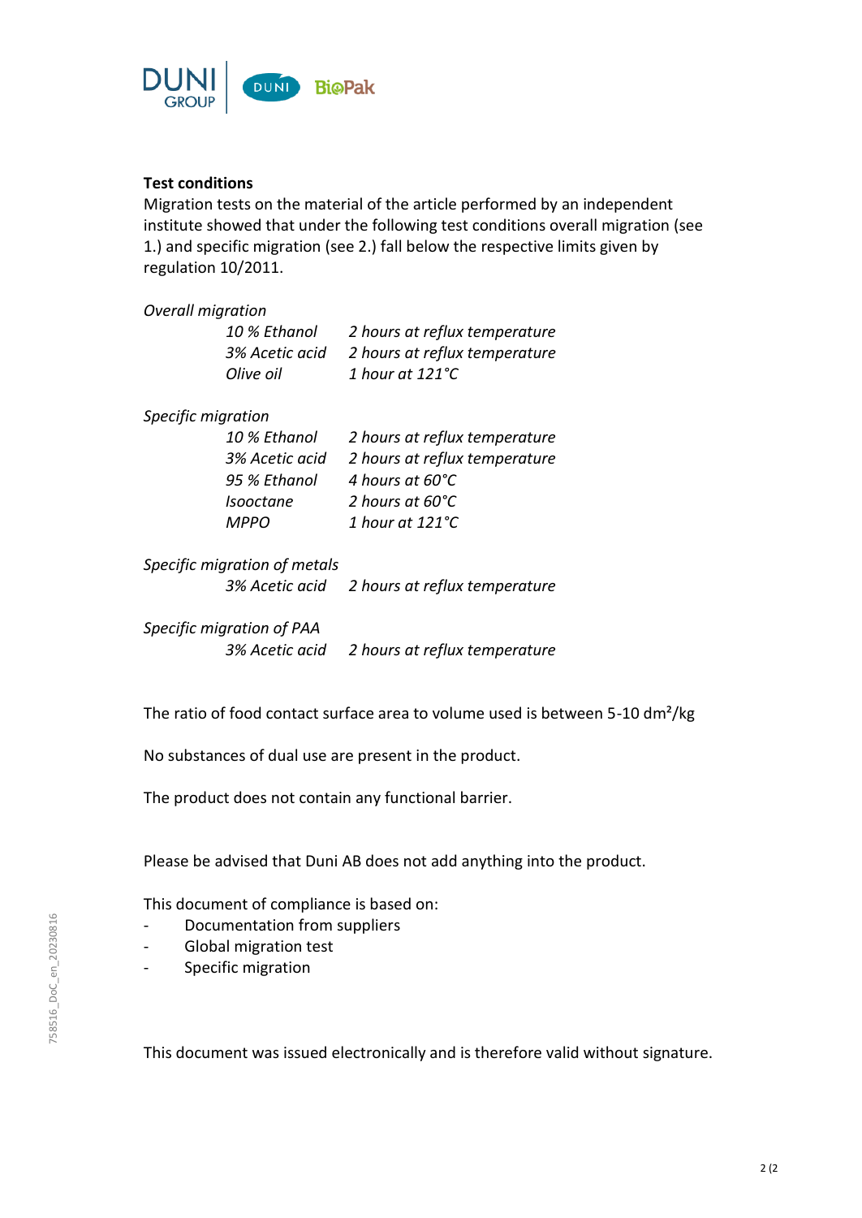**Test conditions**

Migration tests on the material of the article performed by an independent institute showed that under the following test conditions overall migration (see 1.) and specific migration (see 2.) fall below the respective limits given by regulation 10/2011.

*Overall migration*

| | |
|---|---|
| *10 % Ethanol* | *2 hours at reflux temperature* |
| *3% Acetic acid* | *2 hours at reflux temperature* |
| *Olive oil* | *1 hour at 121°C* |

*Specific migration*

| | |
|---|---|
| *10 % Ethanol* | *2 hours at reflux temperature* |
| *3% Acetic acid* | *2 hours at reflux temperature* |
| *95 % Ethanol* | *4 hours at 60°C* |
| *Isooctane* | *2 hours at 60°C* |
| *MPPO* | *1 hour at 121°C* |

*Specific migration of metals*

| | |
|---|---|
| *3% Acetic acid* | *2 hours at reflux temperature* |

*Specific migration of PAA*

| | |
|---|---|
| *3% Acetic acid* | *2 hours at reflux temperature* |

The ratio of food contact surface area to volume used is between 5-10 $dm^2/kg$

No substances of dual use are present in the product.

The product does not contain any functional barrier.

Please be advised that Duni AB does not add anything into the product.

This document of compliance is based on:

- Documentation from suppliers
- Global migration test
- Specific migration

This document was issued electronically and is therefore valid without signature.